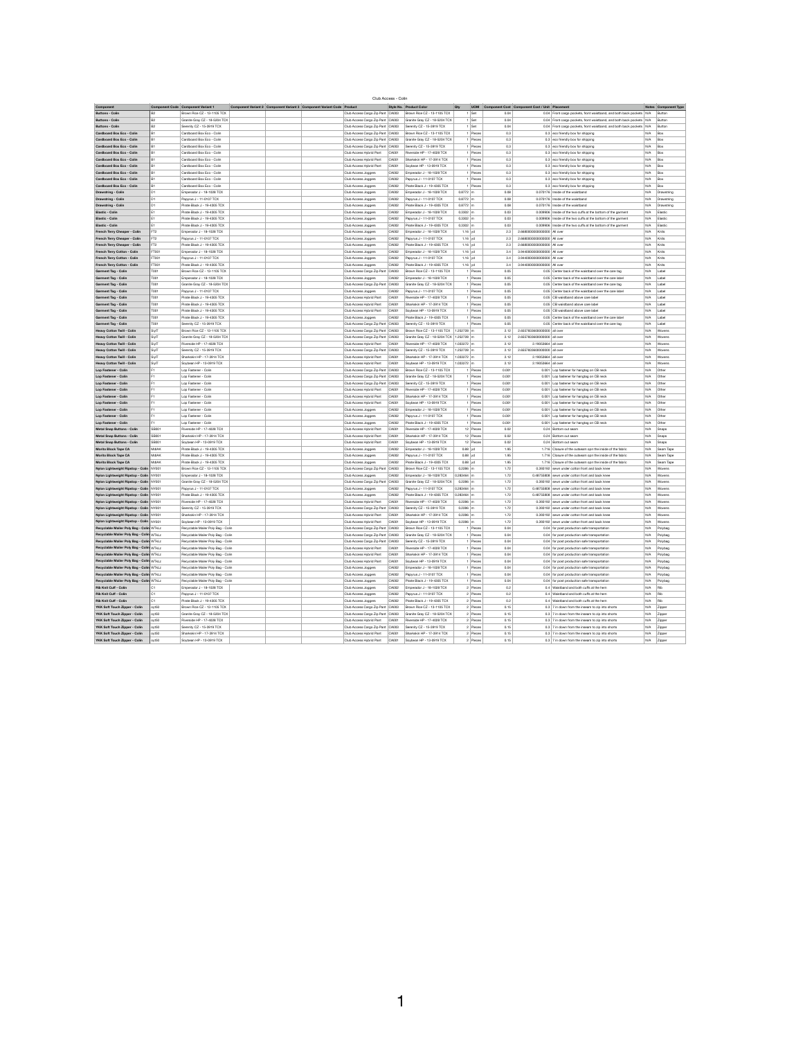# Club Access - Colin

| Component | Component Code | Component Variant 1 | Component Variant 2 | Component Variant 3 | Component Variant Code | Product | Style No. | Product Color | Qty | UOM | Component Cost | Component Cost / Unit | Placement | Notes | Component Type |
|---|---|---|---|---|---|---|---|---|---|---|---|---|---|---|---|
| Buttons - Colin | B2 | Brown Rice CZ - 13-1105 TCX | | | | Club Access Cargo Zip Pant | CA003 | Brown Rice CZ - 13-1105 TCX | 1 | Set | 0.04 | 0.04 | Front cargo pockets, front waistband, and both back pockets | N/A | Button |
| Buttons - Colin | B2 | Granite Gray CZ - 18-0204 TCX | | | | Club Access Cargo Zip Pant | CA003 | Granite Gray CZ - 18-0204 TCX | 1 | Set | 0.04 | 0.04 | Front cargo pockets, front waistband, and both back pockets | N/A | Button |
| Buttons - Colin | B2 | Serenity CZ - 15-3919 TCX | | | | Club Access Cargo Zip Pant | CA003 | Serenity CZ - 15-3919 TCX | 1 | Set | 0.04 | 0.04 | Front cargo pockets, front waistband, and both back pockets | N/A | Button |
| Cardboard Box Eco - Colin | B1 | Cardboard Box Eco - Colin | | | | Club Access Cargo Zip Pant | CA003 | Brown Rice CZ - 13-1105 TCX | 1 | Pieces | 0.3 | 0.3 | eco friendly box for shipping | N/A | Box |
| Cardboard Box Eco - Colin | B1 | Cardboard Box Eco - Colin | | | | Club Access Cargo Zip Pant | CA003 | Granite Gray CZ - 18-0204 TCX | 1 | Pieces | 0.3 | 0.3 | eco friendly box for shipping | N/A | Box |
| Cardboard Box Eco - Colin | B1 | Cardboard Box Eco - Colin | | | | Club Access Cargo Zip Pant | CA003 | Serenity CZ - 15-3919 TCX | 1 | Pieces | 0.3 | 0.3 | eco friendly box for shipping | N/A | Box |
| Cardboard Box Eco - Colin | B1 | Cardboard Box Eco - Colin | | | | Club Access Hybrid Pant | CA001 | Riverside HP - 17-4028 TCX | 1 | Pieces | 0.3 | 0.3 | eco friendly box for shipping | N/A | Box |
| Cardboard Box Eco - Colin | B1 | Cardboard Box Eco - Colin | | | | Club Access Hybrid Pant | CA001 | Sharkskin HP - 17-3914 TCX | 1 | Pieces | 0.3 | 0.3 | eco friendly box for shipping | N/A | Box |
| Cardboard Box Eco - Colin | B1 | Cardboard Box Eco - Colin | | | | Club Access Hybrid Pant | CA001 | Soybean HP - 13-0919 TCX | 1 | Pieces | 0.3 | 0.3 | eco friendly box for shipping | N/A | Box |
| Cardboard Box Eco - Colin | B1 | Cardboard Box Eco - Colin | | | | Club Access Joggers | CA002 | Emperador J - 18-1028 TCX | 1 | Pieces | 0.3 | 0.3 | eco friendly box for shipping | N/A | Box |
| Cardboard Box Eco - Colin | B1 | Cardboard Box Eco - Colin | | | | Club Access Joggers | CA002 | Papyrus J - 11-0107 TCX | 1 | Pieces | 0.3 | 0.3 | eco friendly box for shipping | N/A | Box |
| Cardboard Box Eco - Colin | B1 | Cardboard Box Eco - Colin | | | | Club Access Joggers | CA002 | Pirate Black J - 19-4305 TCX | 1 | Pieces | 0.3 | 0.3 | eco friendly box for shipping | N/A | Box |
| Drawstring - Colin | D1 | Emperador J - 18-1028 TCX | | | | Club Access Joggers | CA002 | Emperador J - 18-1028 TCX | 0.8772 | in | 0.08 | 0.070176 | Inside of the waistband | N/A | Drawstring |
| Drawstring - Colin | D1 | Papyrus J - 11-0107 TCX | | | | Club Access Joggers | CA002 | Papyrus J - 11-0107 TCX | 0.8772 | in | 0.08 | 0.070176 | Inside of the waistband | N/A | Drawstring |
| Drawstring - Colin | D1 | Pirate Black J - 19-4305 TCX | | | | Club Access Joggers | CA002 | Pirate Black J - 19-4305 TCX | 0.8772 | in | 0.08 | 0.070176 | Inside of the waistband | N/A | Drawstring |
| Elastic - Colin | E1 | Emperador J - 18-1028 TCX | | | | Club Access Joggers | CA002 | Emperador J - 18-1028 TCX | 0.3302 | in | 0.03 | 0.009906 | Inside of the two cuffs at the bottom of the garment | N/A | Elastic |
| Elastic - Colin | E1 | Pirate Black J - 19-4305 TCX | | | | Club Access Joggers | CA002 | Papyrus J - 11-0107 TCX | 0.3302 | in | 0.03 | 0.009906 | Inside of the two cuffs at the bottom of the garment | N/A | Elastic |
| Elastic - Colin | E1 | Pirate Black J - 19-4305 TCX | | | | Club Access Joggers | CA002 | Pirate Black J - 19-4305 TCX | 0.3302 | in | 0.03 | 0.009906 | Inside of the two cuffs at the bottom of the garment | N/A | Elastic |
| French Terry Cheaper - Colin | FT2 | Emperador J - 18-1028 TCX | | | | Club Access Joggers | CA002 | Emperador J - 18-1028 TCX | 1.16 | yd | 2.3 | 2.668000000000000 | All over | N/A | Knits |
| French Terry Cheaper - Colin | FT2 | Papyrus J - 11-0107 TCX | | | | Club Access Joggers | CA002 | Papyrus J - 11-0107 TCX | 1.16 | yd | 2.3 | 2.668000000000000 | All over | N/A | Knits |
| French Terry Cheaper - Colin | FT2 | Pirate Black J - 19-4305 TCX | | | | Club Access Joggers | CA002 | Pirate Black J - 19-4305 TCX | 1.16 | yd | 2.3 | 2.668000000000000 | All over | N/A | Knits |
| French Terry Cotton - Colin | FT001 | Emperador J - 18-1028 TCX | | | | Club Access Joggers | CA002 | Emperador J - 18-1028 TCX | 1.16 | yd | 3.4 | 3.944000000000000 | All over | N/A | Knits |
| French Terry Cotton - Colin | FT001 | Papyrus J - 11-0107 TCX | | | | Club Access Joggers | CA002 | Papyrus J - 11-0107 TCX | 1.16 | yd | 3.4 | 3.944000000000000 | All over | N/A | Knits |
| French Terry Cotton - Colin | FT001 | Pirate Black J - 19-4305 TCX | | | | Club Access Joggers | CA002 | Pirate Black J - 19-4305 TCX | 1.16 | yd | 3.4 | 3.944000000000000 | All over | N/A | Knits |
| Garment Tag - Colin | T001 | Brown Rice CZ - 13-1105 TCX | | | | Club Access Cargo Zip Pant | CA003 | Brown Rice CZ - 13-1105 TCX | 1 | Pieces | 0.05 | 0.05 | Center back of the waistband over the care tag | N/A | Label |
| Garment Tag - Colin | T001 | Emperador J - 18-1028 TCX | | | | Club Access Joggers | CA002 | Emperador J - 18-1028 TCX | 1 | Pieces | 0.05 | 0.05 | Center back of the waistband over the care label | N/A | Label |
| Garment Tag - Colin | T001 | Granite Gray CZ - 18-0204 TCX | | | | Club Access Cargo Zip Pant | CA003 | Granite Gray CZ - 18-0204 TCX | 1 | Pieces | 0.05 | 0.05 | Center back of the waistband over the care tag | N/A | Label |
| Garment Tag - Colin | T001 | Papyrus J - 11-0107 TCX | | | | Club Access Joggers | CA002 | Papyrus J - 11-0107 TCX | 1 | Pieces | 0.05 | 0.05 | Center back of the waistband over the care label | N/A | Label |
| Garment Tag - Colin | T001 | Pirate Black J - 19-4305 TCX | | | | Club Access Hybrid Pant | CA001 | Riverside HP - 17-4028 TCX | 1 | Pieces | 0.05 | 0.05 | CB waistband above care label | N/A | Label |
| Garment Tag - Colin | T001 | Pirate Black J - 19-4305 TCX | | | | Club Access Hybrid Pant | CA001 | Sharkskin HP - 17-3914 TCX | 1 | Pieces | 0.05 | 0.05 | CB waistband above care label | N/A | Label |
| Garment Tag - Colin | T001 | Pirate Black J - 19-4305 TCX | | | | Club Access Hybrid Pant | CA001 | Soybean HP - 13-0919 TCX | 1 | Pieces | 0.05 | 0.05 | CB waistband above care label | N/A | Label |
| Garment Tag - Colin | T001 | Pirate Black J - 19-4305 TCX | | | | Club Access Joggers | CA002 | Pirate Black J - 19-4305 TCX | 1 | Pieces | 0.05 | 0.05 | Center back of the waistband over the care label | N/A | Label |
| Garment Tag - Colin | T001 | Serenity CZ - 15-3919 TCX | | | | Club Access Cargo Zip Pant | CA003 | Serenity CZ - 15-3919 TCX | 1 | Pieces | 0.05 | 0.05 | Center back of the waistband over the care tag | N/A | Label |
| Heavy Cotton Twill - Colin | SylT | Brown Rice CZ - 13-1105 TCX | | | | Club Access Cargo Zip Pant | CA003 | Brown Rice CZ - 13-1105 TCX | 1.252788 | in | 3.12 | 2.655780960000000 | all over | N/A | Wovens |
| Heavy Cotton Twill - Colin | SylT | Granite Gray CZ - 18-0204 TCX | | | | Club Access Cargo Zip Pant | CA003 | Granite Gray CZ - 18-0204 TCX | 1.252788 | in | 3.12 | 2.655780960000000 | all over | N/A | Wovens |
| Heavy Cotton Twill - Colin | SylT | Riverside HP - 17-4028 TCX | | | | Club Access Hybrid Pant | CA001 | Riverside HP - 17-4028 TCX | 1.003272 | in | 3.12 | 2.19053664 | all over | N/A | Wovens |
| Heavy Cotton Twill - Colin | SylT | Serenity CZ - 15-3919 TCX | | | | Club Access Cargo Zip Pant | CA003 | Serenity CZ - 15-3919 TCX | 1.252788 | in | 3.12 | 2.655780960000000 | all over | N/A | Wovens |
| Heavy Cotton Twill - Colin | SylT | Sharkskin HP - 17-3914 TCX | | | | Club Access Hybrid Pant | CA001 | Sharkskin HP - 17-3914 TCX | 1.003272 | in | 3.12 | 2.19053664 | all over | N/A | Wovens |
| Heavy Cotton Twill - Colin | SylT | Soybean HP - 13-0919 TCX | | | | Club Access Hybrid Pant | CA001 | Soybean HP - 13-0919 TCX | 1.003272 | in | 3.12 | 2.19053664 | all over | N/A | Wovens |
| Lop Fastener - Colin | F1 | Lop Fastener - Colin | | | | Club Access Cargo Zip Pant | CA003 | Brown Rice CZ - 13-1105 TCX | 1 | Pieces | 0.001 | 0.001 | Lop fastener for hanging on CB neck | N/A | Other |
| Lop Fastener - Colin | F1 | Lop Fastener - Colin | | | | Club Access Cargo Zip Pant | CA003 | Granite Gray CZ - 18-0204 TCX | 1 | Pieces | 0.001 | 0.001 | Lop fastener for hanging on CB neck | N/A | Other |
| Lop Fastener - Colin | F1 | Lop Fastener - Colin | | | | Club Access Cargo Zip Pant | CA003 | Serenity CZ - 15-3919 TCX | 1 | Pieces | 0.001 | 0.001 | Lop fastener for hanging on CB neck | N/A | Other |
| Lop Fastener - Colin | F1 | Lop Fastener - Colin | | | | Club Access Hybrid Pant | CA001 | Riverside HP - 17-4028 TCX | 1 | Pieces | 0.001 | 0.001 | Lop fastener for hanging on CB neck | N/A | Other |
| Lop Fastener - Colin | F1 | Lop Fastener - Colin | | | | Club Access Hybrid Pant | CA001 | Sharkskin HP - 17-3914 TCX | 1 | Pieces | 0.001 | 0.001 | Lop fastener for hanging on CB neck | N/A | Other |
| Lop Fastener - Colin | F1 | Lop Fastener - Colin | | | | Club Access Hybrid Pant | CA001 | Soybean HP - 13-0919 TCX | 1 | Pieces | 0.001 | 0.001 | Lop fastener for hanging on CB neck | N/A | Other |
| Lop Fastener - Colin | F1 | Lop Fastener - Colin | | | | Club Access Joggers | CA002 | Emperador J - 18-1028 TCX | 1 | Pieces | 0.001 | 0.001 | Lop fastener for hanging on CB neck | N/A | Other |
| Lop Fastener - Colin | F1 | Lop Fastener - Colin | | | | Club Access Joggers | CA002 | Papyrus J - 11-0107 TCX | 1 | Pieces | 0.001 | 0.001 | Lop fastener for hanging on CB neck | N/A | Other |
| Lop Fastener - Colin | F1 | Lop Fastener - Colin | | | | Club Access Joggers | CA002 | Pirate Black J - 19-4305 TCX | 1 | Pieces | 0.001 | 0.001 | Lop fastener for hanging on CB neck | N/A | Other |
| Metal Snap Buttons - Colin | SB001 | Riverside HP - 17-4028 TCX | | | | Club Access Hybrid Pant | CA001 | Riverside HP - 17-4028 TCX | 12 | Pieces | 0.02 | 0.24 | Bottom out seam | N/A | Snaps |
| Metal Snap Buttons - Colin | SB001 | Sharkskin HP - 17-3914 TCX | | | | Club Access Hybrid Pant | CA001 | Sharkskin HP - 17-3914 TCX | 12 | Pieces | 0.02 | 0.24 | Bottom out seam | N/A | Snaps |
| Metal Snap Buttons - Colin | SB001 | Soybean HP - 13-0919 TCX | | | | Club Access Hybrid Pant | CA001 | Soybean HP - 13-0919 TCX | 12 | Pieces | 0.02 | 0.24 | Bottom out seam | N/A | Snaps |
| Morito Block Tape CA | MBAK | Pirate Black J - 19-4305 TCX | | | | Club Access Joggers | CA002 | Emperador J - 18-1028 TCX | 0.88 | yd | 1.95 | 1.716 | Closure of the outseam opn the inside of the fabric | N/A | Seam Tape |
| Morito Block Tape CA | MBAK | Pirate Black J - 19-4305 TCX | | | | Club Access Joggers | CA002 | Papyrus J - 11-0107 TCX | 0.88 | yd | 1.95 | 1.716 | Closure of the outseam opn the inside of the fabric | N/A | Seam Tape |
| Morito Block Tape CA | MBAK | Pirate Black J - 19-4305 TCX | | | | Club Access Joggers | CA002 | Pirate Black J - 19-4305 TCX | 0.88 | yd | 1.95 | 1.716 | Closure of the outseam opn the inside of the fabric | N/A | Seam Tape |
| Nylon Lightweight Ripstop - Colin | NY001 | Brown Rice CZ - 13-1105 TCX | | | | Club Access Cargo Zip Pant | CA003 | Brown Rice CZ - 13-1105 TCX | 0.2286 | in | 1.72 | 0.393192 | sewn under cotton front and back knee | N/A | Wovens |
| Nylon Lightweight Ripstop - Colin | NY001 | Emperador J - 18-1028 TCX | | | | Club Access Joggers | CA002 | Emperador J - 18-1028 TCX | 0.283464 | in | 1.72 | 0.48755808 | sewn under cotton front and back knee | N/A | Wovens |
| Nylon Lightweight Ripstop - Colin | NY001 | Granite Gray CZ - 18-0204 TCX | | | | Club Access Cargo Zip Pant | CA003 | Granite Gray CZ - 18-0204 TCX | 0.2286 | in | 1.72 | 0.393192 | sewn under cotton front and back knee | N/A | Wovens |
| Nylon Lightweight Ripstop - Colin | NY001 | Papyrus J - 11-0107 TCX | | | | Club Access Joggers | CA002 | Papyrus J - 11-0107 TCX | 0.283464 | in | 1.72 | 0.48755808 | sewn under cotton front and back knee | N/A | Wovens |
| Nylon Lightweight Ripstop - Colin | NY001 | Pirate Black J - 19-4305 TCX | | | | Club Access Joggers | CA002 | Pirate Black J - 19-4305 TCX | 0.283464 | in | 1.72 | 0.48755808 | sewn under cotton front and back knee | N/A | Wovens |
| Nylon Lightweight Ripstop - Colin | NY001 | Riverside HP - 17-4028 TCX | | | | Club Access Hybrid Pant | CA001 | Riverside HP - 17-4028 TCX | 0.2286 | in | 1.72 | 0.393192 | sewn under cotton front and back knee | N/A | Wovens |
| Nylon Lightweight Ripstop - Colin | NY001 | Serenity CZ - 15-3919 TCX | | | | Club Access Cargo Zip Pant | CA003 | Serenity CZ - 15-3919 TCX | 0.2286 | in | 1.72 | 0.393192 | sewn under cotton front and back knee | N/A | Wovens |
| Nylon Lightweight Ripstop - Colin | NY001 | Sharkskin HP - 17-3914 TCX | | | | Club Access Hybrid Pant | CA001 | Sharkskin HP - 17-3914 TCX | 0.2286 | in | 1.72 | 0.393192 | sewn under cotton front and back knee | N/A | Wovens |
| Nylon Lightweight Ripstop - Colin | NY001 | Soybean HP - 13-0919 TCX | | | | Club Access Hybrid Pant | CA001 | Soybean HP - 13-0919 TCX | 0.2286 | in | 1.72 | 0.393192 | sewn under cotton front and back knee | N/A | Wovens |
| Recyclable Mailer Poly Bag - Colin | WTKL | Recyclable Mailer Poly Bag - Colin | | | | Club Access Cargo Zip Pant | CA003 | Brown Rice CZ - 13-1105 TCX | 1 | Pieces | 0.04 | 0.04 | for post production safe transportation | N/A | Polybag |
| Recyclable Mailer Poly Bag - Colin | WTKL | Recyclable Mailer Poly Bag - Colin | | | | Club Access Cargo Zip Pant | CA003 | Granite Gray CZ - 18-0204 TCX | 1 | Pieces | 0.04 | 0.04 | for post production safe transportation | N/A | Polybag |
| Recyclable Mailer Poly Bag - Colin | WTKL | Recyclable Mailer Poly Bag - Colin | | | | Club Access Cargo Zip Pant | CA003 | Serenity CZ - 15-3919 TCX | 1 | Pieces | 0.04 | 0.04 | for post production safe transportation | N/A | Polybag |
| Recyclable Mailer Poly Bag - Colin | WTKL | Recyclable Mailer Poly Bag - Colin | | | | Club Access Hybrid Pant | CA001 | Riverside HP - 17-4028 TCX | 1 | Pieces | 0.04 | 0.04 | for post production safe transportation | N/A | Polybag |
| Recyclable Mailer Poly Bag - Colin | WTKL | Recyclable Mailer Poly Bag - Colin | | | | Club Access Hybrid Pant | CA001 | Sharkskin HP - 17-3914 TCX | 1 | Pieces | 0.04 | 0.04 | for post production safe transportation | N/A | Polybag |
| Recyclable Mailer Poly Bag - Colin | WTKL | Recyclable Mailer Poly Bag - Colin | | | | Club Access Hybrid Pant | CA001 | Soybean HP - 13-0919 TCX | 1 | Pieces | 0.04 | 0.04 | for post production safe transportation | N/A | Polybag |
| Recyclable Mailer Poly Bag - Colin | WTKL | Recyclable Mailer Poly Bag - Colin | | | | Club Access Joggers | CA002 | Emperador J - 18-1028 TCX | 1 | Pieces | 0.04 | 0.04 | for post production safe transportation | N/A | Polybag |
| Recyclable Mailer Poly Bag - Colin | WTKL | Recyclable Mailer Poly Bag - Colin | | | | Club Access Joggers | CA002 | Papyrus J - 11-0107 TCX | 1 | Pieces | 0.04 | 0.04 | for post production safe transportation | N/A | Polybag |
| Recyclable Mailer Poly Bag - Colin | WTKL | Recyclable Mailer Poly Bag - Colin | | | | Club Access Joggers | CA002 | Pirate Black J - 19-4305 TCX | 1 | Pieces | 0.04 | 0.04 | for post production safe transportation | N/A | Polybag |
| Rib Knit Cuff - Colin | C1 | Emperador J - 18-1028 TCX | | | | Club Access Joggers | CA002 | Emperador J - 18-1028 TCX | 2 | Pieces | 0.2 | 0.4 | Waistband and both cuffs at the hem | N/A | Rib |
| Rib Knit Cuff - Colin | C1 | Papyrus J - 11-0107 TCX | | | | Club Access Joggers | CA002 | Papyrus J - 11-0107 TCX | 2 | Pieces | 0.2 | 0.4 | Waistband and both cuffs at the hem | N/A | Rib |
| Rib Knit Cuff - Colin | C1 | Pirate Black J - 19-4305 TCX | | | | Club Access Joggers | CA002 | Pirate Black J - 19-4305 TCX | 2 | Pieces | 0.2 | 0.4 | Waistband and both cuffs at the hem | N/A | Rib |
| YKK Soft Touch Zipper - Colin | oyS0 | Brown Rice CZ - 13-1105 TCX | | | | Club Access Cargo Zip Pant | CA003 | Brown Rice CZ - 13-1105 TCX | 2 | Pieces | 0.15 | 0.3 | 7 in down from the inseam to zip into shorts | N/A | Zipper |
| YKK Soft Touch Zipper - Colin | oyS0 | Granite Gray CZ - 18-0204 TCX | | | | Club Access Cargo Zip Pant | CA003 | Granite Gray CZ - 18-0204 TCX | 2 | Pieces | 0.15 | 0.3 | 7 in down from the inseam to zip into shorts | N/A | Zipper |
| YKK Soft Touch Zipper - Colin | oyS0 | Riverside HP - 17-4028 TCX | | | | Club Access Hybrid Pant | CA001 | Riverside HP - 17-4028 TCX | 2 | Pieces | 0.15 | 0.3 | 7 in down from the inseam to zip into shorts | N/A | Zipper |
| YKK Soft Touch Zipper - Colin | oyS0 | Serenity CZ - 15-3919 TCX | | | | Club Access Cargo Zip Pant | CA003 | Serenity CZ - 15-3919 TCX | 2 | Pieces | 0.15 | 0.3 | 7 in down from the inseam to zip into shorts | N/A | Zipper |
| YKK Soft Touch Zipper - Colin | oyS0 | Sharkskin HP - 17-3914 TCX | | | | Club Access Hybrid Pant | CA001 | Sharkskin HP - 17-3914 TCX | 2 | Pieces | 0.15 | 0.3 | 7 in down from the inseam to zip into shorts | N/A | Zipper |
| YKK Soft Touch Zipper - Colin | oyS0 | Soybean HP - 13-0919 TCX | | | | Club Access Hybrid Pant | CA001 | Soybean HP - 13-0919 TCX | 2 | Pieces | 0.15 | 0.3 | 7 in down from the inseam to zip into shorts | N/A | Zipper |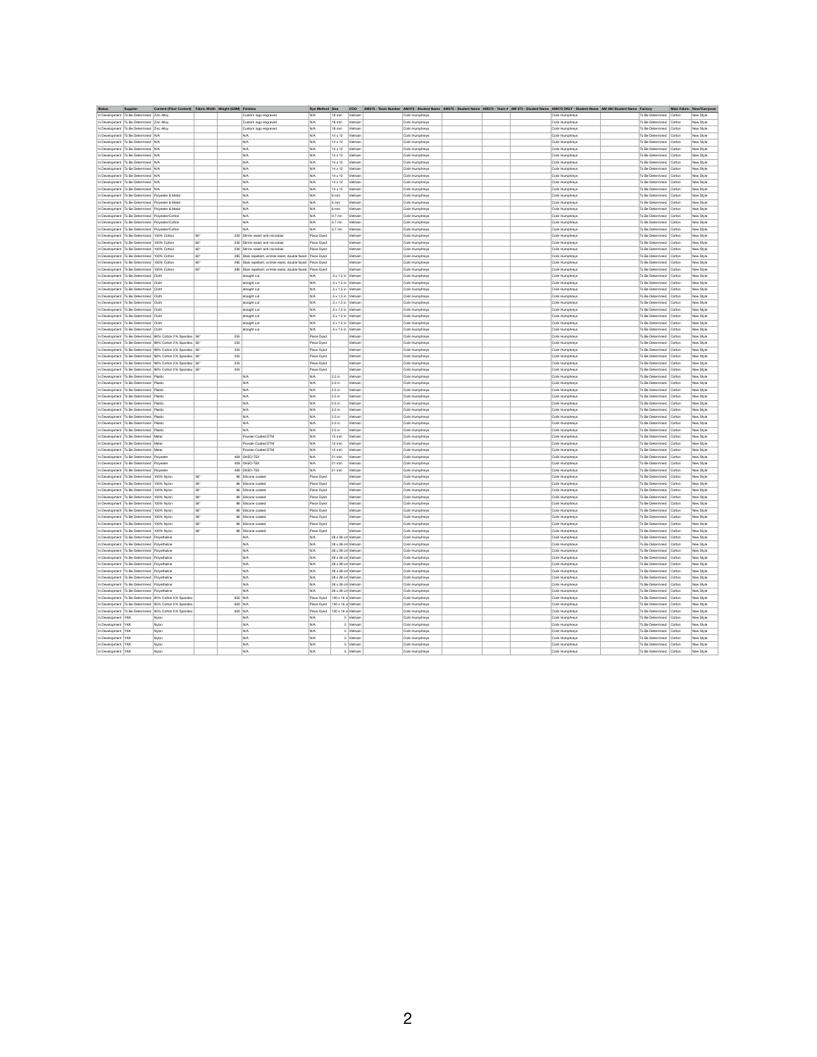| Status | Supplier | Content (Fiber Content) | Fabric Width | Weight (GSM) | Finishes | Dye Method | Size | COO | AM375 - Team Number | AM475 - Student Name | AM375 - Student Name | AM370 - Team # | AM 375 - Student Name | AM475 ONLY - Student Name | AM 380 Student Name | Factory | Main Fabric | New/Carryover |
|---|---|---|---|---|---|---|---|---|---|---|---|---|---|---|---|---|---|---|
| In Development | To Be Determined | Zinc Alloy | | | Custom logo engraved | N/A | 18 mm | Vietnam | | Colin Humphreys | | | | Colin Humphreys | | To Be Determined | Cotton | New Style |
| In Development | To Be Determined | Zinc Alloy | | | Custom logo engraved | N/A | 18 mm | Vietnam | | Colin Humphreys | | | | Colin Humphreys | | To Be Determined | Cotton | New Style |
| In Development | To Be Determined | Zinc Alloy | | | Custom logo engraved | N/A | 18 mm | Vietnam | | Colin Humphreys | | | | Colin Humphreys | | To Be Determined | Cotton | New Style |
| In Development | To Be Determined | N/A | | | N/A | N/A | 14 x 12 | Vietnam | | Colin Humphreys | | | | Colin Humphreys | | To Be Determined | Cotton | New Style |
| In Development | To Be Determined | N/A | | | N/A | N/A | 14 x 12 | Vietnam | | Colin Humphreys | | | | Colin Humphreys | | To Be Determined | Cotton | New Style |
| In Development | To Be Determined | N/A | | | N/A | N/A | 14 x 12 | Vietnam | | Colin Humphreys | | | | Colin Humphreys | | To Be Determined | Cotton | New Style |
| In Development | To Be Determined | N/A | | | N/A | N/A | 14 x 12 | Vietnam | | Colin Humphreys | | | | Colin Humphreys | | To Be Determined | Cotton | New Style |
| In Development | To Be Determined | N/A | | | N/A | N/A | 14 x 12 | Vietnam | | Colin Humphreys | | | | Colin Humphreys | | To Be Determined | Cotton | New Style |
| In Development | To Be Determined | N/A | | | N/A | N/A | 14 x 12 | Vietnam | | Colin Humphreys | | | | Colin Humphreys | | To Be Determined | Cotton | New Style |
| In Development | To Be Determined | N/A | | | N/A | N/A | 14 x 12 | Vietnam | | Colin Humphreys | | | | Colin Humphreys | | To Be Determined | Cotton | New Style |
| In Development | To Be Determined | N/A | | | N/A | N/A | 14 x 12 | Vietnam | | Colin Humphreys | | | | Colin Humphreys | | To Be Determined | Cotton | New Style |
| In Development | To Be Determined | N/A | | | N/A | N/A | 14 x 12 | Vietnam | | Colin Humphreys | | | | Colin Humphreys | | To Be Determined | Cotton | New Style |
| In Development | To Be Determined | Polyester & Metal | | | N/A | N/A | 6 mm | Vietnam | | Colin Humphreys | | | | Colin Humphreys | | To Be Determined | Cotton | New Style |
| In Development | To Be Determined | Polyester & Metal | | | N/A | N/A | 6 mm | Vietnam | | Colin Humphreys | | | | Colin Humphreys | | To Be Determined | Cotton | New Style |
| In Development | To Be Determined | Polyester & Metal | | | N/A | N/A | 6 mm | Vietnam | | Colin Humphreys | | | | Colin Humphreys | | To Be Determined | Cotton | New Style |
| In Development | To Be Determined | Polyester/Cotton | | | N/A | N/A | 0.7 mm | Vietnam | | Colin Humphreys | | | | Colin Humphreys | | To Be Determined | Cotton | New Style |
| In Development | To Be Determined | Polyester/Cotton | | | N/A | N/A | 0.7 mm | Vietnam | | Colin Humphreys | | | | Colin Humphreys | | To Be Determined | Cotton | New Style |
| In Development | To Be Determined | Polyester/Cotton | | | N/A | N/A | 0.7 mm | Vietnam | | Colin Humphreys | | | | Colin Humphreys | | To Be Determined | Cotton | New Style |
| In Development | To Be Determined | 100% Cotton | 60" | 230 | Shrink resist/ anti-microbial | Piece Dyed | | Vietnam | | Colin Humphreys | | | | Colin Humphreys | | To Be Determined | Cotton | New Style |
| In Development | To Be Determined | 100% Cotton | 60" | 230 | Shrink resist/ anti-microbial | Piece Dyed | | Vietnam | | Colin Humphreys | | | | Colin Humphreys | | To Be Determined | Cotton | New Style |
| In Development | To Be Determined | 100% Cotton | 60" | 230 | Shrink resist/ anti-microbial | Piece Dyed | | Vietnam | | Colin Humphreys | | | | Colin Humphreys | | To Be Determined | Cotton | New Style |
| In Development | To Be Determined | 100% Cotton | 60" | 285 | Stain repellant, wrinkle resist, double faced | Piece Dyed | | Vietnam | | Colin Humphreys | | | | Colin Humphreys | | To Be Determined | Cotton | New Style |
| In Development | To Be Determined | 100% Cotton | 60" | 285 | Stain repellant, wrinkle resist, double faced | Piece Dyed | | Vietnam | | Colin Humphreys | | | | Colin Humphreys | | To Be Determined | Cotton | New Style |
| In Development | To Be Determined | 100% Cotton | 60" | 285 | Stain repellant, wrinkle resist, double faced | Piece Dyed | | Vietnam | | Colin Humphreys | | | | Colin Humphreys | | To Be Determined | Cotton | New Style |
| In Development | To Be Determined | Cloth | | | straight cut | N/A | .5 x 1.5 in | Vietnam | | Colin Humphreys | | | | Colin Humphreys | | To Be Determined | Cotton | New Style |
| In Development | To Be Determined | Cloth | | | straight cut | N/A | .5 x 1.5 in | Vietnam | | Colin Humphreys | | | | Colin Humphreys | | To Be Determined | Cotton | New Style |
| In Development | To Be Determined | Cloth | | | straight cut | N/A | .5 x 1.5 in | Vietnam | | Colin Humphreys | | | | Colin Humphreys | | To Be Determined | Cotton | New Style |
| In Development | To Be Determined | Cloth | | | straight cut | N/A | .5 x 1.5 in | Vietnam | | Colin Humphreys | | | | Colin Humphreys | | To Be Determined | Cotton | New Style |
| In Development | To Be Determined | Cloth | | | straight cut | N/A | .5 x 1.5 in | Vietnam | | Colin Humphreys | | | | Colin Humphreys | | To Be Determined | Cotton | New Style |
| In Development | To Be Determined | Cloth | | | straight cut | N/A | .5 x 1.5 in | Vietnam | | Colin Humphreys | | | | Colin Humphreys | | To Be Determined | Cotton | New Style |
| In Development | To Be Determined | Cloth | | | straight cut | N/A | .5 x 1.5 in | Vietnam | | Colin Humphreys | | | | Colin Humphreys | | To Be Determined | Cotton | New Style |
| In Development | To Be Determined | Cloth | | | straight cut | N/A | .5 x 1.5 in | Vietnam | | Colin Humphreys | | | | Colin Humphreys | | To Be Determined | Cotton | New Style |
| In Development | To Be Determined | Cloth | | | straight cut | N/A | .5 x 1.5 in | Vietnam | | Colin Humphreys | | | | Colin Humphreys | | To Be Determined | Cotton | New Style |
| In Development | To Be Determined | 98% Cotton 2% Spandex | 56" | 255 | | Piece Dyed | | Vietnam | | Colin Humphreys | | | | Colin Humphreys | | To Be Determined | Cotton | New Style |
| In Development | To Be Determined | 98% Cotton 2% Spandex | 56" | 255 | | Piece Dyed | | Vietnam | | Colin Humphreys | | | | Colin Humphreys | | To Be Determined | Cotton | New Style |
| In Development | To Be Determined | 98% Cotton 2% Spandex | 56" | 255 | | Piece Dyed | | Vietnam | | Colin Humphreys | | | | Colin Humphreys | | To Be Determined | Cotton | New Style |
| In Development | To Be Determined | 98% Cotton 2% Spandex | 56" | 255 | | Piece Dyed | | Vietnam | | Colin Humphreys | | | | Colin Humphreys | | To Be Determined | Cotton | New Style |
| In Development | To Be Determined | 98% Cotton 2% Spandex | 56" | 255 | | Piece Dyed | | Vietnam | | Colin Humphreys | | | | Colin Humphreys | | To Be Determined | Cotton | New Style |
| In Development | To Be Determined | 98% Cotton 2% Spandex | 56" | 255 | | Piece Dyed | | Vietnam | | Colin Humphreys | | | | Colin Humphreys | | To Be Determined | Cotton | New Style |
| In Development | To Be Determined | Plastic | | | N/A | N/A | 2.5 in | Vietnam | | Colin Humphreys | | | | Colin Humphreys | | To Be Determined | Cotton | New Style |
| In Development | To Be Determined | Plastic | | | N/A | N/A | 2.5 in | Vietnam | | Colin Humphreys | | | | Colin Humphreys | | To Be Determined | Cotton | New Style |
| In Development | To Be Determined | Plastic | | | N/A | N/A | 2.5 in | Vietnam | | Colin Humphreys | | | | Colin Humphreys | | To Be Determined | Cotton | New Style |
| In Development | To Be Determined | Plastic | | | N/A | N/A | 2.5 in | Vietnam | | Colin Humphreys | | | | Colin Humphreys | | To Be Determined | Cotton | New Style |
| In Development | To Be Determined | Plastic | | | N/A | N/A | 2.5 in | Vietnam | | Colin Humphreys | | | | Colin Humphreys | | To Be Determined | Cotton | New Style |
| In Development | To Be Determined | Plastic | | | N/A | N/A | 2.5 in | Vietnam | | Colin Humphreys | | | | Colin Humphreys | | To Be Determined | Cotton | New Style |
| In Development | To Be Determined | Plastic | | | N/A | N/A | 2.5 in | Vietnam | | Colin Humphreys | | | | Colin Humphreys | | To Be Determined | Cotton | New Style |
| In Development | To Be Determined | Plastic | | | N/A | N/A | 2.5 in | Vietnam | | Colin Humphreys | | | | Colin Humphreys | | To Be Determined | Cotton | New Style |
| In Development | To Be Determined | Plastic | | | N/A | N/A | 2.5 in | Vietnam | | Colin Humphreys | | | | Colin Humphreys | | To Be Determined | Cotton | New Style |
| In Development | To Be Determined | Metal | | | Powder Coated DTM | N/A | 15 mm | Vietnam | | Colin Humphreys | | | | Colin Humphreys | | To Be Determined | Cotton | New Style |
| In Development | To Be Determined | Metal | | | Powder Coated DTM | N/A | 15 mm | Vietnam | | Colin Humphreys | | | | Colin Humphreys | | To Be Determined | Cotton | New Style |
| In Development | To Be Determined | Metal | | | Powder Coated DTM | N/A | 15 mm | Vietnam | | Colin Humphreys | | | | Colin Humphreys | | To Be Determined | Cotton | New Style |
| In Development | To Be Determined | Polyester | | 409 | OKEO-TEX | N/A | 21 mm | Vietnam | | Colin Humphreys | | | | Colin Humphreys | | To Be Determined | Cotton | New Style |
| In Development | To Be Determined | Polyester | | 409 | OKEO-TEX | N/A | 21 mm | Vietnam | | Colin Humphreys | | | | Colin Humphreys | | To Be Determined | Cotton | New Style |
| In Development | To Be Determined | Polyester | | 409 | OKEO-TEX | N/A | 21 mm | Vietnam | | Colin Humphreys | | | | Colin Humphreys | | To Be Determined | Cotton | New Style |
| In Development | To Be Determined | 100% Nylon | 58" | 86 | Silicone coated | Piece Dyed | | Vietnam | | Colin Humphreys | | | | Colin Humphreys | | To Be Determined | Cotton | New Style |
| In Development | To Be Determined | 100% Nylon | 58" | 86 | Silicone coated | Piece Dyed | | Vietnam | | Colin Humphreys | | | | Colin Humphreys | | To Be Determined | Cotton | New Style |
| In Development | To Be Determined | 100% Nylon | 58" | 86 | Silicone coated | Piece Dyed | | Vietnam | | Colin Humphreys | | | | Colin Humphreys | | To Be Determined | Cotton | New Style |
| In Development | To Be Determined | 100% Nylon | 58" | 86 | Silicone coated | Piece Dyed | | Vietnam | | Colin Humphreys | | | | Colin Humphreys | | To Be Determined | Cotton | New Style |
| In Development | To Be Determined | 100% Nylon | 58" | 86 | Silicone coated | Piece Dyed | | Vietnam | | Colin Humphreys | | | | Colin Humphreys | | To Be Determined | Cotton | New Style |
| In Development | To Be Determined | 100% Nylon | 58" | 86 | Silicone coated | Piece Dyed | | Vietnam | | Colin Humphreys | | | | Colin Humphreys | | To Be Determined | Cotton | New Style |
| In Development | To Be Determined | 100% Nylon | 58" | 86 | Silicone coated | Piece Dyed | | Vietnam | | Colin Humphreys | | | | Colin Humphreys | | To Be Determined | Cotton | New Style |
| In Development | To Be Determined | 100% Nylon | 58" | 86 | Silicone coated | Piece Dyed | | Vietnam | | Colin Humphreys | | | | Colin Humphreys | | To Be Determined | Cotton | New Style |
| In Development | To Be Determined | 100% Nylon | 58" | 86 | Silicone coated | Piece Dyed | | Vietnam | | Colin Humphreys | | | | Colin Humphreys | | To Be Determined | Cotton | New Style |
| In Development | To Be Determined | Polyethaline | | | N/A | N/A | 28 x 28 cm | Vietnam | | Colin Humphreys | | | | Colin Humphreys | | To Be Determined | Cotton | New Style |
| In Development | To Be Determined | Polyethaline | | | N/A | N/A | 28 x 28 cm | Vietnam | | Colin Humphreys | | | | Colin Humphreys | | To Be Determined | Cotton | New Style |
| In Development | To Be Determined | Polyethaline | | | N/A | N/A | 28 x 28 cm | Vietnam | | Colin Humphreys | | | | Colin Humphreys | | To Be Determined | Cotton | New Style |
| In Development | To Be Determined | Polyethaline | | | N/A | N/A | 28 x 28 cm | Vietnam | | Colin Humphreys | | | | Colin Humphreys | | To Be Determined | Cotton | New Style |
| In Development | To Be Determined | Polyethaline | | | N/A | N/A | 28 x 28 cm | Vietnam | | Colin Humphreys | | | | Colin Humphreys | | To Be Determined | Cotton | New Style |
| In Development | To Be Determined | Polyethaline | | | N/A | N/A | 28 x 28 cm | Vietnam | | Colin Humphreys | | | | Colin Humphreys | | To Be Determined | Cotton | New Style |
| In Development | To Be Determined | Polyethaline | | | N/A | N/A | 28 x 28 cm | Vietnam | | Colin Humphreys | | | | Colin Humphreys | | To Be Determined | Cotton | New Style |
| In Development | To Be Determined | Polyethaline | | | N/A | N/A | 28 x 28 cm | Vietnam | | Colin Humphreys | | | | Colin Humphreys | | To Be Determined | Cotton | New Style |
| In Development | To Be Determined | Polyethaline | | | N/A | N/A | 28 x 28 cm | Vietnam | | Colin Humphreys | | | | Colin Humphreys | | To Be Determined | Cotton | New Style |
| In Development | To Be Determined | 95% Cotton 5% Spandex | | 650 | N/A | Piece Dyed | 120 x 16 cm | Vietnam | | Colin Humphreys | | | | Colin Humphreys | | To Be Determined | Cotton | New Style |
| In Development | To Be Determined | 95% Cotton 5% Spandex | | 650 | N/A | Piece Dyed | 120 x 16 cm | Vietnam | | Colin Humphreys | | | | Colin Humphreys | | To Be Determined | Cotton | New Style |
| In Development | To Be Determined | 95% Cotton 5% Spandex | | 650 | N/A | Piece Dyed | 120 x 16 cm | Vietnam | | Colin Humphreys | | | | Colin Humphreys | | To Be Determined | Cotton | New Style |
| In Development | YKK | Nylon | | | N/A | N/A | 5 | Vietnam | | Colin Humphreys | | | | Colin Humphreys | | To Be Determined | Cotton | New Style |
| In Development | YKK | Nylon | | | N/A | N/A | 5 | Vietnam | | Colin Humphreys | | | | Colin Humphreys | | To Be Determined | Cotton | New Style |
| In Development | YKK | Nylon | | | N/A | N/A | 5 | Vietnam | | Colin Humphreys | | | | Colin Humphreys | | To Be Determined | Cotton | New Style |
| In Development | YKK | Nylon | | | N/A | N/A | 5 | Vietnam | | Colin Humphreys | | | | Colin Humphreys | | To Be Determined | Cotton | New Style |
| In Development | YKK | Nylon | | | N/A | N/A | 5 | Vietnam | | Colin Humphreys | | | | Colin Humphreys | | To Be Determined | Cotton | New Style |
| In Development | YKK | Nylon | | | N/A | N/A | 5 | Vietnam | | Colin Humphreys | | | | Colin Humphreys | | To Be Determined | Cotton | New Style |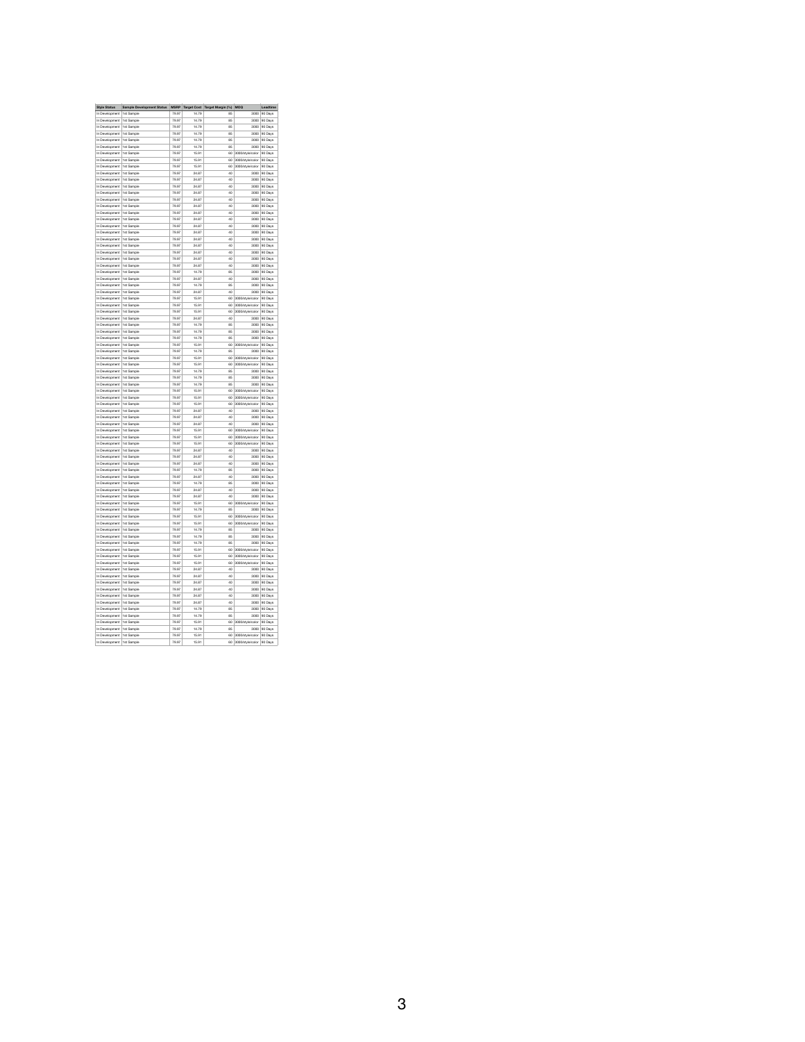| Style Status | Sample Development Status | MSRP | Target Cost | Target Margin (%) | MOQ | Leadtime |
|---|---|---|---|---|---|---|
| In Development | 1st Sample | 79.97 | 14.79 | 85 | 3000 | 90 Days |
| In Development | 1st Sample | 79.97 | 14.79 | 85 | 3000 | 90 Days |
| In Development | 1st Sample | 79.97 | 14.79 | 85 | 3000 | 90 Days |
| In Development | 1st Sample | 79.97 | 14.79 | 85 | 3000 | 90 Days |
| In Development | 1st Sample | 79.97 | 14.79 | 85 | 3000 | 90 Days |
| In Development | 1st Sample | 79.97 | 14.79 | 85 | 3000 | 90 Days |
| In Development | 1st Sample | 79.97 | 15.91 | 60 | 3000/style/color | 90 Days |
| In Development | 1st Sample | 79.97 | 15.91 | 60 | 3000/style/color | 90 Days |
| In Development | 1st Sample | 79.97 | 15.91 | 60 | 3000/style/color | 90 Days |
| In Development | 1st Sample | 79.97 | 24.87 | 40 | 3000 | 90 Days |
| In Development | 1st Sample | 79.97 | 24.87 | 40 | 3000 | 90 Days |
| In Development | 1st Sample | 79.97 | 24.87 | 40 | 3000 | 90 Days |
| In Development | 1st Sample | 79.97 | 24.87 | 40 | 3000 | 90 Days |
| In Development | 1st Sample | 79.97 | 24.87 | 40 | 3000 | 90 Days |
| In Development | 1st Sample | 79.97 | 24.87 | 40 | 3000 | 90 Days |
| In Development | 1st Sample | 79.97 | 24.87 | 40 | 3000 | 90 Days |
| In Development | 1st Sample | 79.97 | 24.87 | 40 | 3000 | 90 Days |
| In Development | 1st Sample | 79.97 | 24.87 | 40 | 3000 | 90 Days |
| In Development | 1st Sample | 79.97 | 24.87 | 40 | 3000 | 90 Days |
| In Development | 1st Sample | 79.97 | 24.87 | 40 | 3000 | 90 Days |
| In Development | 1st Sample | 79.97 | 24.87 | 40 | 3000 | 90 Days |
| In Development | 1st Sample | 79.97 | 24.87 | 40 | 3000 | 90 Days |
| In Development | 1st Sample | 79.97 | 24.87 | 40 | 3000 | 90 Days |
| In Development | 1st Sample | 79.97 | 24.87 | 40 | 3000 | 90 Days |
| In Development | 1st Sample | 79.97 | 24.87 | 40 | 3000 | 90 Days |
| In Development | 1st Sample | 79.97 | 14.79 | 85 | 3000 | 90 Days |
| In Development | 1st Sample | 79.97 | 24.87 | 40 | 3000 | 90 Days |
| In Development | 1st Sample | 79.97 | 14.79 | 85 | 3000 | 90 Days |
| In Development | 1st Sample | 79.97 | 24.87 | 40 | 3000 | 90 Days |
| In Development | 1st Sample | 79.97 | 15.91 | 60 | 3000/style/color | 90 Days |
| In Development | 1st Sample | 79.97 | 15.91 | 60 | 3000/style/color | 90 Days |
| In Development | 1st Sample | 79.97 | 15.91 | 60 | 3000/style/color | 90 Days |
| In Development | 1st Sample | 79.97 | 24.87 | 40 | 3000 | 90 Days |
| In Development | 1st Sample | 79.97 | 14.79 | 85 | 3000 | 90 Days |
| In Development | 1st Sample | 79.97 | 14.79 | 85 | 3000 | 90 Days |
| In Development | 1st Sample | 79.97 | 14.79 | 85 | 3000 | 90 Days |
| In Development | 1st Sample | 79.97 | 15.91 | 60 | 3000/style/color | 90 Days |
| In Development | 1st Sample | 79.97 | 14.79 | 85 | 3000 | 90 Days |
| In Development | 1st Sample | 79.97 | 15.91 | 60 | 3000/style/color | 90 Days |
| In Development | 1st Sample | 79.97 | 15.91 | 60 | 3000/style/color | 90 Days |
| In Development | 1st Sample | 79.97 | 14.79 | 85 | 3000 | 90 Days |
| In Development | 1st Sample | 79.97 | 14.79 | 85 | 3000 | 90 Days |
| In Development | 1st Sample | 79.97 | 14.79 | 85 | 3000 | 90 Days |
| In Development | 1st Sample | 79.97 | 15.91 | 60 | 3000/style/color | 90 Days |
| In Development | 1st Sample | 79.97 | 15.91 | 60 | 3000/style/color | 90 Days |
| In Development | 1st Sample | 79.97 | 15.91 | 60 | 3000/style/color | 90 Days |
| In Development | 1st Sample | 79.97 | 24.87 | 40 | 3000 | 90 Days |
| In Development | 1st Sample | 79.97 | 24.87 | 40 | 3000 | 90 Days |
| In Development | 1st Sample | 79.97 | 24.87 | 40 | 3000 | 90 Days |
| In Development | 1st Sample | 79.97 | 15.91 | 60 | 3000/style/color | 90 Days |
| In Development | 1st Sample | 79.97 | 15.91 | 60 | 3000/style/color | 90 Days |
| In Development | 1st Sample | 79.97 | 15.91 | 60 | 3000/style/color | 90 Days |
| In Development | 1st Sample | 79.97 | 24.87 | 40 | 3000 | 90 Days |
| In Development | 1st Sample | 79.97 | 24.87 | 40 | 3000 | 90 Days |
| In Development | 1st Sample | 79.97 | 24.87 | 40 | 3000 | 90 Days |
| In Development | 1st Sample | 79.97 | 14.79 | 85 | 3000 | 90 Days |
| In Development | 1st Sample | 79.97 | 24.87 | 40 | 3000 | 90 Days |
| In Development | 1st Sample | 79.97 | 14.79 | 85 | 3000 | 90 Days |
| In Development | 1st Sample | 79.97 | 24.87 | 40 | 3000 | 90 Days |
| In Development | 1st Sample | 79.97 | 24.87 | 40 | 3000 | 90 Days |
| In Development | 1st Sample | 79.97 | 15.91 | 60 | 3000/style/color | 90 Days |
| In Development | 1st Sample | 79.97 | 14.79 | 85 | 3000 | 90 Days |
| In Development | 1st Sample | 79.97 | 15.91 | 60 | 3000/style/color | 90 Days |
| In Development | 1st Sample | 79.97 | 15.91 | 60 | 3000/style/color | 90 Days |
| In Development | 1st Sample | 79.97 | 14.79 | 85 | 3000 | 90 Days |
| In Development | 1st Sample | 79.97 | 14.79 | 85 | 3000 | 90 Days |
| In Development | 1st Sample | 79.97 | 14.79 | 85 | 3000 | 90 Days |
| In Development | 1st Sample | 79.97 | 15.91 | 60 | 3000/style/color | 90 Days |
| In Development | 1st Sample | 79.97 | 15.91 | 60 | 3000/style/color | 90 Days |
| In Development | 1st Sample | 79.97 | 15.91 | 60 | 3000/style/color | 90 Days |
| In Development | 1st Sample | 79.97 | 24.87 | 40 | 3000 | 90 Days |
| In Development | 1st Sample | 79.97 | 24.87 | 40 | 3000 | 90 Days |
| In Development | 1st Sample | 79.97 | 24.87 | 40 | 3000 | 90 Days |
| In Development | 1st Sample | 79.97 | 24.87 | 40 | 3000 | 90 Days |
| In Development | 1st Sample | 79.97 | 24.87 | 40 | 3000 | 90 Days |
| In Development | 1st Sample | 79.97 | 24.87 | 40 | 3000 | 90 Days |
| In Development | 1st Sample | 79.97 | 14.79 | 85 | 3000 | 90 Days |
| In Development | 1st Sample | 79.97 | 14.79 | 85 | 3000 | 90 Days |
| In Development | 1st Sample | 79.97 | 15.91 | 60 | 3000/style/color | 90 Days |
| In Development | 1st Sample | 79.97 | 14.79 | 85 | 3000 | 90 Days |
| In Development | 1st Sample | 79.97 | 15.91 | 60 | 3000/style/color | 90 Days |
| In Development | 1st Sample | 79.97 | 15.91 | 60 | 3000/style/color | 90 Days |